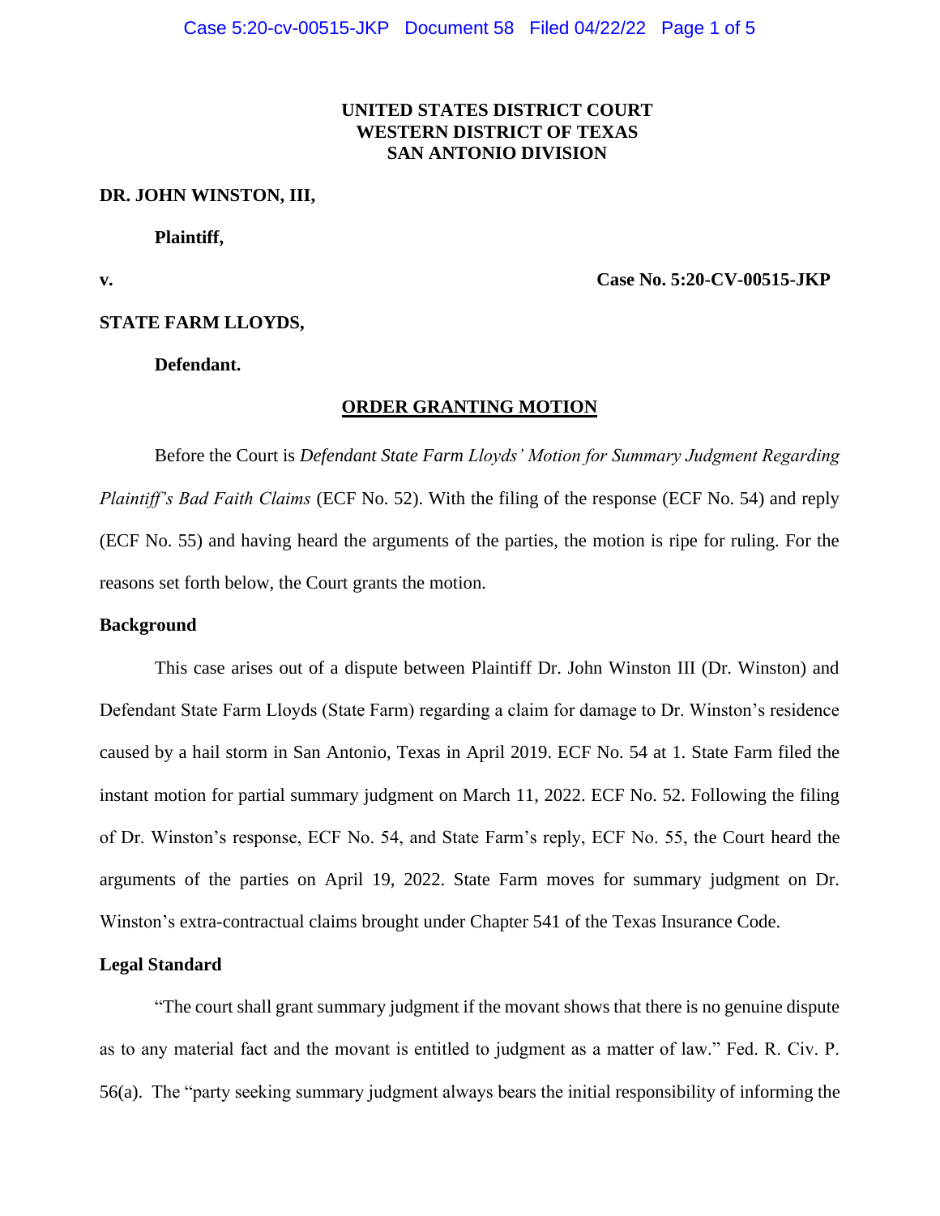**UNITED STATES DISTRICT COURT**
**WESTERN DISTRICT OF TEXAS**
**SAN ANTONIO DIVISION**

**DR. JOHN WINSTON, III,**

**Plaintiff,**

**v.** **Case No. 5:20-CV-00515-JKP**

**STATE FARM LLOYDS,**

**Defendant.**

**ORDER GRANTING MOTION**

Before the Court is *Defendant State Farm Lloyds' Motion for Summary Judgment Regarding Plaintiff's Bad Faith Claims* (ECF No. 52). With the filing of the response (ECF No. 54) and reply (ECF No. 55) and having heard the arguments of the parties, the motion is ripe for ruling. For the reasons set forth below, the Court grants the motion.

**Background**

This case arises out of a dispute between Plaintiff Dr. John Winston III (Dr. Winston) and Defendant State Farm Lloyds (State Farm) regarding a claim for damage to Dr. Winston's residence caused by a hail storm in San Antonio, Texas in April 2019. ECF No. 54 at 1. State Farm filed the instant motion for partial summary judgment on March 11, 2022. ECF No. 52. Following the filing of Dr. Winston's response, ECF No. 54, and State Farm's reply, ECF No. 55, the Court heard the arguments of the parties on April 19, 2022. State Farm moves for summary judgment on Dr. Winston's extra-contractual claims brought under Chapter 541 of the Texas Insurance Code.

**Legal Standard**

"The court shall grant summary judgment if the movant shows that there is no genuine dispute as to any material fact and the movant is entitled to judgment as a matter of law." Fed. R. Civ. P. 56(a). The "party seeking summary judgment always bears the initial responsibility of informing the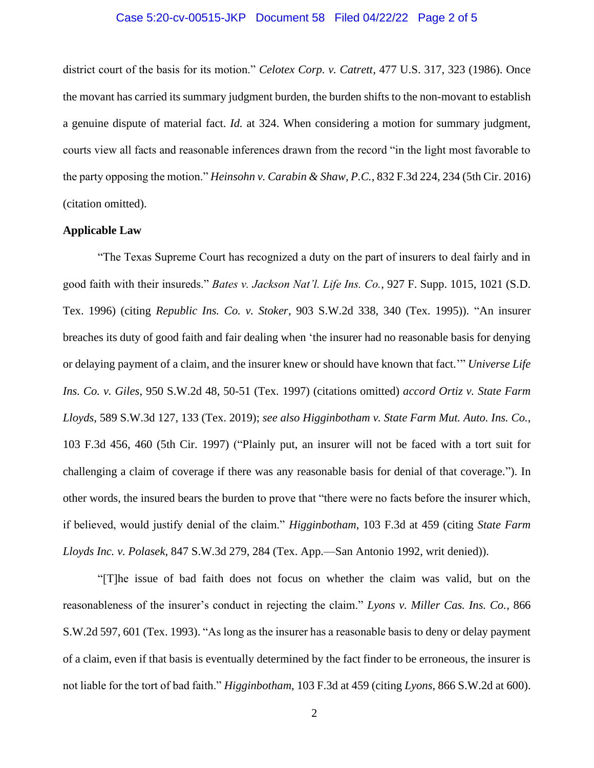district court of the basis for its motion." *Celotex Corp. v. Catrett*, 477 U.S. 317, 323 (1986). Once the movant has carried its summary judgment burden, the burden shifts to the non-movant to establish a genuine dispute of material fact. *Id.* at 324. When considering a motion for summary judgment, courts view all facts and reasonable inferences drawn from the record "in the light most favorable to the party opposing the motion." *Heinsohn v. Carabin & Shaw, P.C.*, 832 F.3d 224, 234 (5th Cir. 2016) (citation omitted).

**Applicable Law**

"The Texas Supreme Court has recognized a duty on the part of insurers to deal fairly and in good faith with their insureds." *Bates v. Jackson Nat'l. Life Ins. Co.*, 927 F. Supp. 1015, 1021 (S.D. Tex. 1996) (citing *Republic Ins. Co. v. Stoker*, 903 S.W.2d 338, 340 (Tex. 1995)). "An insurer breaches its duty of good faith and fair dealing when 'the insurer had no reasonable basis for denying or delaying payment of a claim, and the insurer knew or should have known that fact.'" *Universe Life Ins. Co. v. Giles*, 950 S.W.2d 48, 50-51 (Tex. 1997) (citations omitted) *accord Ortiz v. State Farm Lloyds*, 589 S.W.3d 127, 133 (Tex. 2019); *see also Higginbotham v. State Farm Mut. Auto. Ins. Co.*, 103 F.3d 456, 460 (5th Cir. 1997) ("Plainly put, an insurer will not be faced with a tort suit for challenging a claim of coverage if there was any reasonable basis for denial of that coverage."). In other words, the insured bears the burden to prove that "there were no facts before the insurer which, if believed, would justify denial of the claim." *Higginbotham*, 103 F.3d at 459 (citing *State Farm Lloyds Inc. v. Polasek*, 847 S.W.3d 279, 284 (Tex. App.—San Antonio 1992, writ denied)).

"[T]he issue of bad faith does not focus on whether the claim was valid, but on the reasonableness of the insurer's conduct in rejecting the claim." *Lyons v. Miller Cas. Ins. Co.*, 866 S.W.2d 597, 601 (Tex. 1993). "As long as the insurer has a reasonable basis to deny or delay payment of a claim, even if that basis is eventually determined by the fact finder to be erroneous, the insurer is not liable for the tort of bad faith." *Higginbotham*, 103 F.3d at 459 (citing *Lyons*, 866 S.W.2d at 600).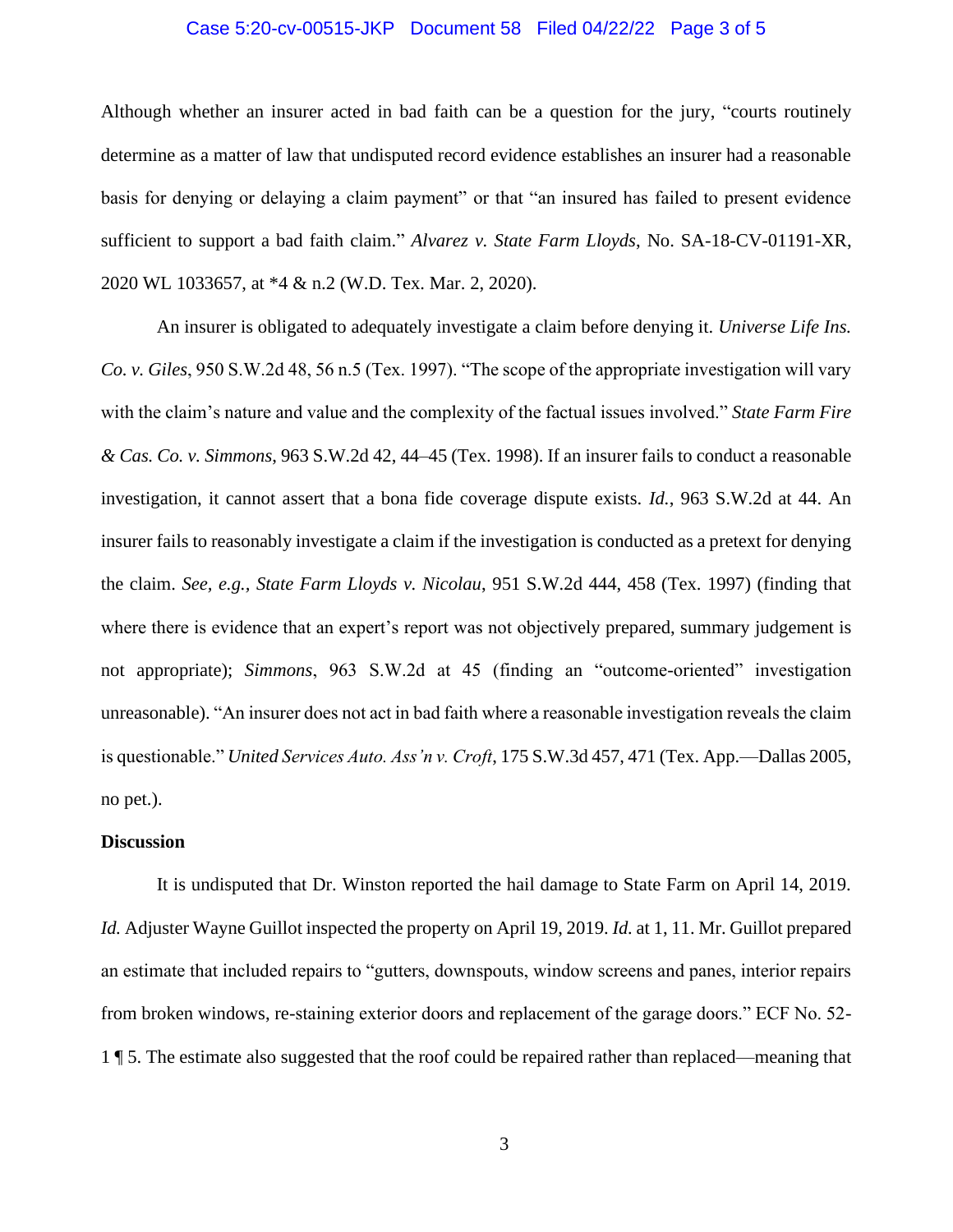Although whether an insurer acted in bad faith can be a question for the jury, "courts routinely determine as a matter of law that undisputed record evidence establishes an insurer had a reasonable basis for denying or delaying a claim payment" or that "an insured has failed to present evidence sufficient to support a bad faith claim." *Alvarez v. State Farm Lloyds*, No. SA-18-CV-01191-XR, 2020 WL 1033657, at *4 & n.2 (W.D. Tex. Mar. 2, 2020).

An insurer is obligated to adequately investigate a claim before denying it. *Universe Life Ins. Co. v. Giles*, 950 S.W.2d 48, 56 n.5 (Tex. 1997). "The scope of the appropriate investigation will vary with the claim's nature and value and the complexity of the factual issues involved." *State Farm Fire & Cas. Co. v. Simmons*, 963 S.W.2d 42, 44–45 (Tex. 1998). If an insurer fails to conduct a reasonable investigation, it cannot assert that a bona fide coverage dispute exists. *Id.*, 963 S.W.2d at 44. An insurer fails to reasonably investigate a claim if the investigation is conducted as a pretext for denying the claim. *See, e.g.*, *State Farm Lloyds v. Nicolau*, 951 S.W.2d 444, 458 (Tex. 1997) (finding that where there is evidence that an expert's report was not objectively prepared, summary judgement is not appropriate); *Simmons*, 963 S.W.2d at 45 (finding an "outcome-oriented" investigation unreasonable). "An insurer does not act in bad faith where a reasonable investigation reveals the claim is questionable." *United Services Auto. Ass'n v. Croft*, 175 S.W.3d 457, 471 (Tex. App.—Dallas 2005, no pet.).

**Discussion**

It is undisputed that Dr. Winston reported the hail damage to State Farm on April 14, 2019. *Id.* Adjuster Wayne Guillot inspected the property on April 19, 2019. *Id.* at 1, 11. Mr. Guillot prepared an estimate that included repairs to "gutters, downspouts, window screens and panes, interior repairs from broken windows, re-staining exterior doors and replacement of the garage doors." ECF No. 52-1 ¶ 5. The estimate also suggested that the roof could be repaired rather than replaced—meaning that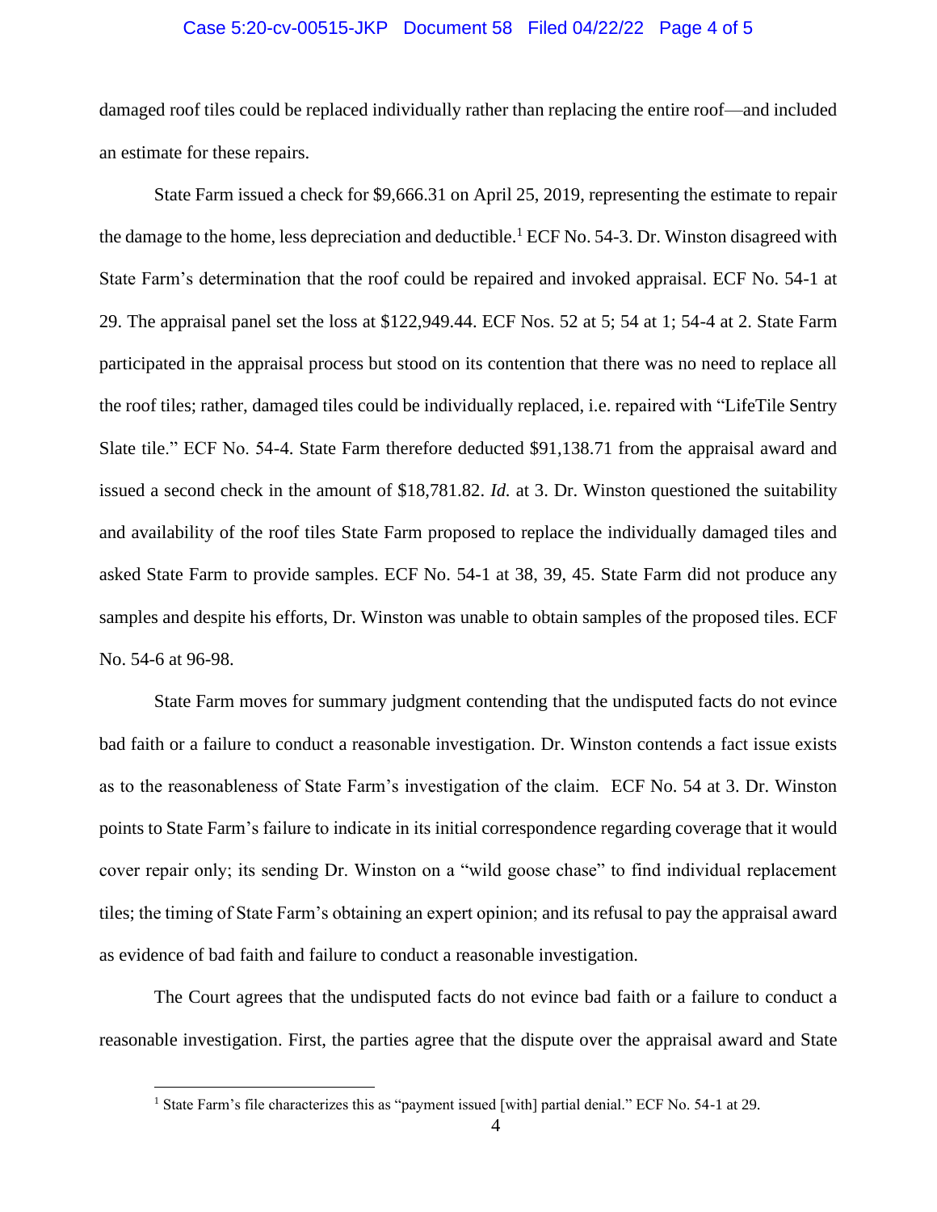damaged roof tiles could be replaced individually rather than replacing the entire roof—and included an estimate for these repairs.

State Farm issued a check for $9,666.31 on April 25, 2019, representing the estimate to repair the damage to the home, less depreciation and deductible.[1] ECF No. 54-3. Dr. Winston disagreed with State Farm's determination that the roof could be repaired and invoked appraisal. ECF No. 54-1 at 29. The appraisal panel set the loss at $122,949.44. ECF Nos. 52 at 5; 54 at 1; 54-4 at 2. State Farm participated in the appraisal process but stood on its contention that there was no need to replace all the roof tiles; rather, damaged tiles could be individually replaced, i.e. repaired with "LifeTile Sentry Slate tile." ECF No. 54-4. State Farm therefore deducted $91,138.71 from the appraisal award and issued a second check in the amount of $18,781.82. *Id.* at 3. Dr. Winston questioned the suitability and availability of the roof tiles State Farm proposed to replace the individually damaged tiles and asked State Farm to provide samples. ECF No. 54-1 at 38, 39, 45. State Farm did not produce any samples and despite his efforts, Dr. Winston was unable to obtain samples of the proposed tiles. ECF No. 54-6 at 96-98.

State Farm moves for summary judgment contending that the undisputed facts do not evince bad faith or a failure to conduct a reasonable investigation. Dr. Winston contends a fact issue exists as to the reasonableness of State Farm's investigation of the claim. ECF No. 54 at 3. Dr. Winston points to State Farm's failure to indicate in its initial correspondence regarding coverage that it would cover repair only; its sending Dr. Winston on a "wild goose chase" to find individual replacement tiles; the timing of State Farm's obtaining an expert opinion; and its refusal to pay the appraisal award as evidence of bad faith and failure to conduct a reasonable investigation.

The Court agrees that the undisputed facts do not evince bad faith or a failure to conduct a reasonable investigation. First, the parties agree that the dispute over the appraisal award and State

[1] State Farm's file characterizes this as "payment issued [with] partial denial." ECF No. 54-1 at 29.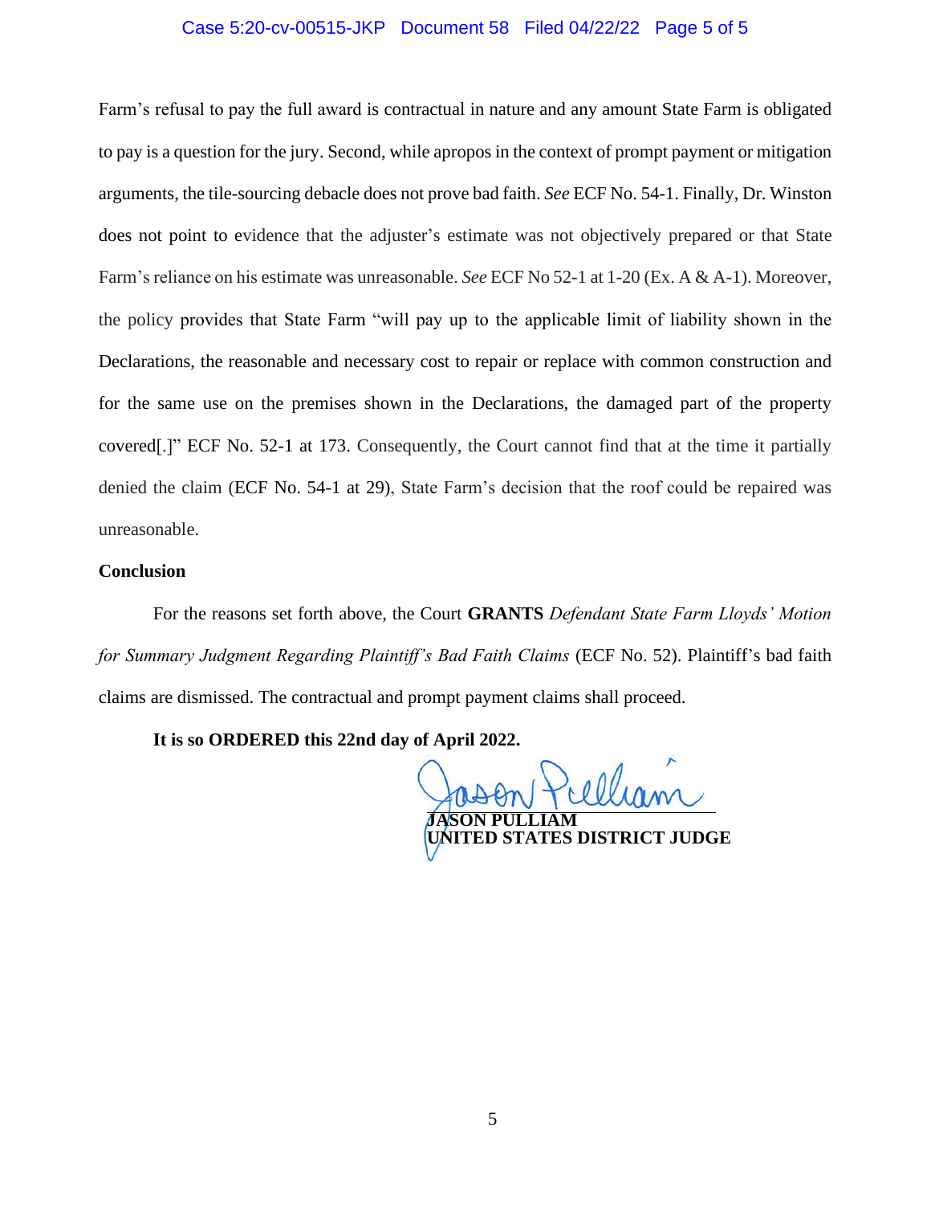Farm's refusal to pay the full award is contractual in nature and any amount State Farm is obligated to pay is a question for the jury. Second, while apropos in the context of prompt payment or mitigation arguments, the tile-sourcing debacle does not prove bad faith. *See* ECF No. 54-1. Finally, Dr. Winston does not point to evidence that the adjuster's estimate was not objectively prepared or that State Farm's reliance on his estimate was unreasonable. *See* ECF No 52-1 at 1-20 (Ex. A & A-1). Moreover, the policy provides that State Farm "will pay up to the applicable limit of liability shown in the Declarations, the reasonable and necessary cost to repair or replace with common construction and for the same use on the premises shown in the Declarations, the damaged part of the property covered[.]" ECF No. 52-1 at 173. Consequently, the Court cannot find that at the time it partially denied the claim (ECF No. 54-1 at 29), State Farm's decision that the roof could be repaired was unreasonable.

**Conclusion**

For the reasons set forth above, the Court **GRANTS** *Defendant State Farm Lloyds' Motion for Summary Judgment Regarding Plaintiff's Bad Faith Claims* (ECF No. 52). Plaintiff's bad faith claims are dismissed. The contractual and prompt payment claims shall proceed.

**It is so ORDERED this 22nd day of April 2022.**

Jason Pulliam

**JASON PULLIAM**
**UNITED STATES DISTRICT JUDGE**